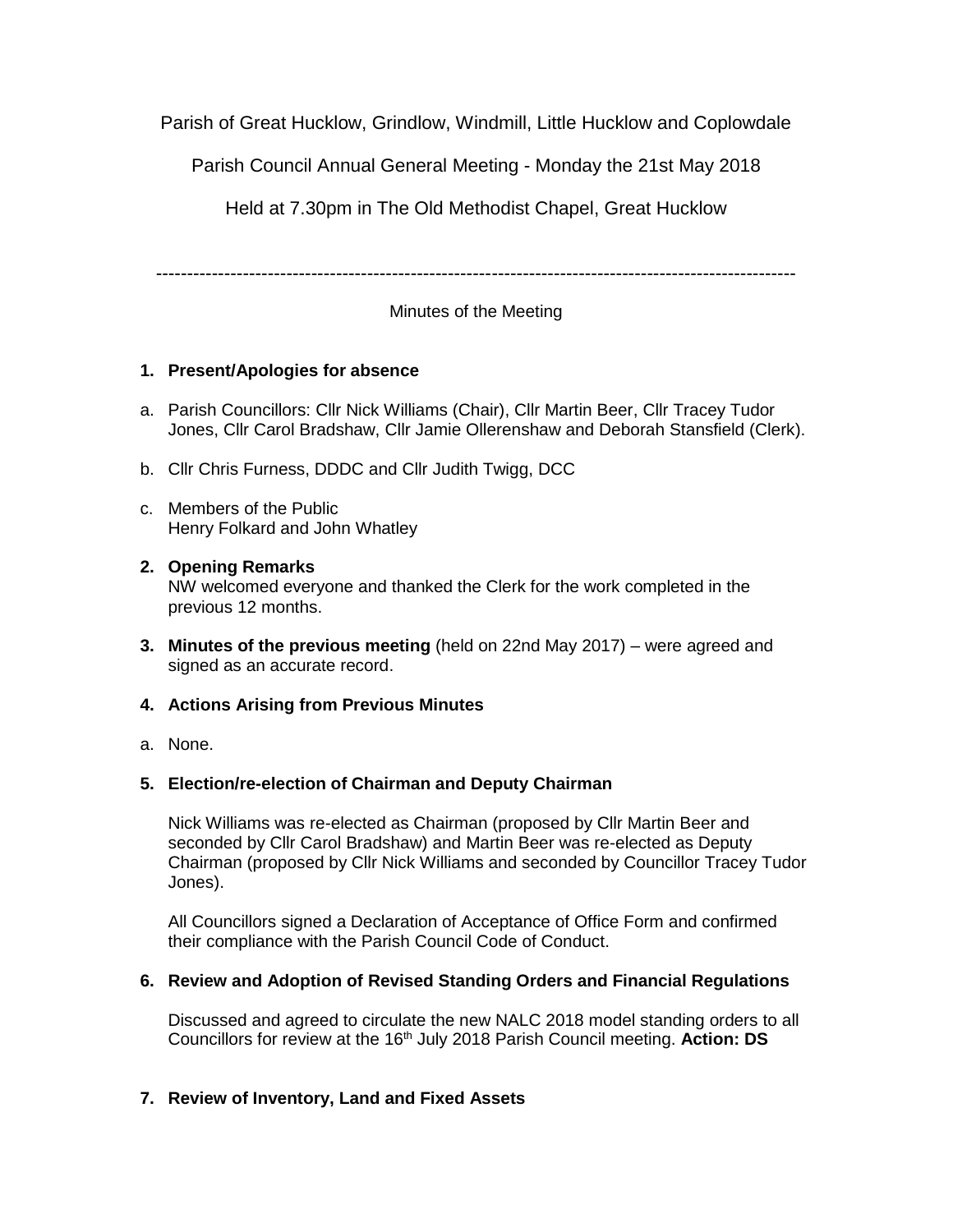Parish of Great Hucklow, Grindlow, Windmill, Little Hucklow and Coplowdale

Parish Council Annual General Meeting - Monday the 21st May 2018

Held at 7.30pm in The Old Methodist Chapel, Great Hucklow

---

Minutes of the Meeting

**1. Present/Apologies for absence**

a. Parish Councillors: Cllr Nick Williams (Chair), Cllr Martin Beer, Cllr Tracey Tudor Jones, Cllr Carol Bradshaw, Cllr Jamie Ollerenshaw and Deborah Stansfield (Clerk).

b. Cllr Chris Furness, DDDC and Cllr Judith Twigg, DCC

c. Members of the Public
Henry Folkard and John Whatley

**2. Opening Remarks**
NW welcomed everyone and thanked the Clerk for the work completed in the previous 12 months.

**3. Minutes of the previous meeting** (held on 22nd May 2017) – were agreed and signed as an accurate record.

**4. Actions Arising from Previous Minutes**

a. None.

**5. Election/re-election of Chairman and Deputy Chairman**

Nick Williams was re-elected as Chairman (proposed by Cllr Martin Beer and seconded by Cllr Carol Bradshaw) and Martin Beer was re-elected as Deputy Chairman (proposed by Cllr Nick Williams and seconded by Councillor Tracey Tudor Jones).

All Councillors signed a Declaration of Acceptance of Office Form and confirmed their compliance with the Parish Council Code of Conduct.

**6. Review and Adoption of Revised Standing Orders and Financial Regulations**

Discussed and agreed to circulate the new NALC 2018 model standing orders to all Councillors for review at the 16th July 2018 Parish Council meeting. **Action: DS**

**7. Review of Inventory, Land and Fixed Assets**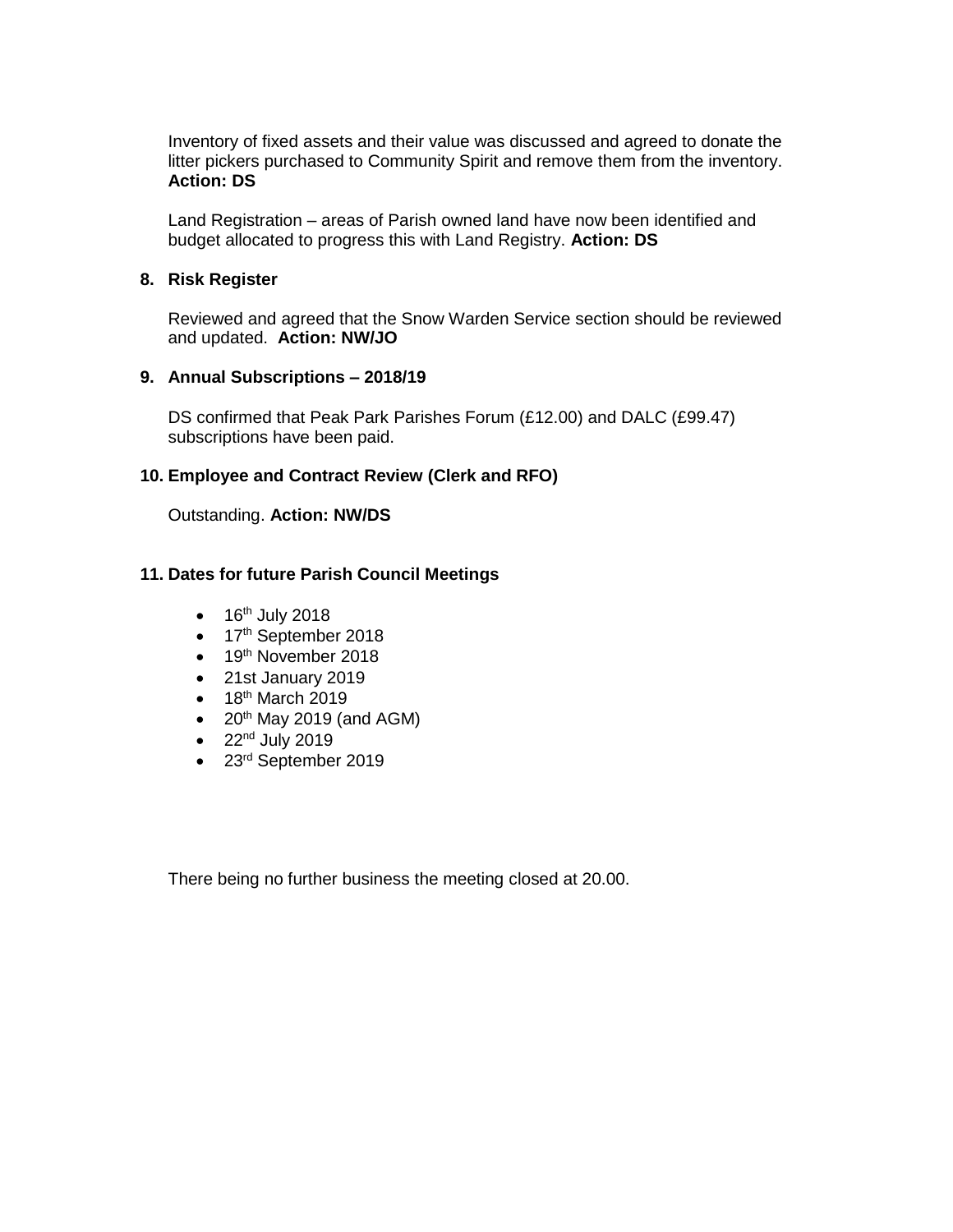Inventory of fixed assets and their value was discussed and agreed to donate the litter pickers purchased to Community Spirit and remove them from the inventory. **Action: DS**

Land Registration – areas of Parish owned land have now been identified and budget allocated to progress this with Land Registry. **Action: DS**

**8. Risk Register**

Reviewed and agreed that the Snow Warden Service section should be reviewed and updated. **Action: NW/JO**

**9. Annual Subscriptions – 2018/19**

DS confirmed that Peak Park Parishes Forum (£12.00) and DALC (£99.47) subscriptions have been paid.

**10. Employee and Contract Review (Clerk and RFO)**

Outstanding. **Action: NW/DS**

**11. Dates for future Parish Council Meetings**

- 16th July 2018
- 17th September 2018
- 19th November 2018
- 21st January 2019
- 18th March 2019
- 20th May 2019 (and AGM)
- 22nd July 2019
- 23rd September 2019

There being no further business the meeting closed at 20.00.